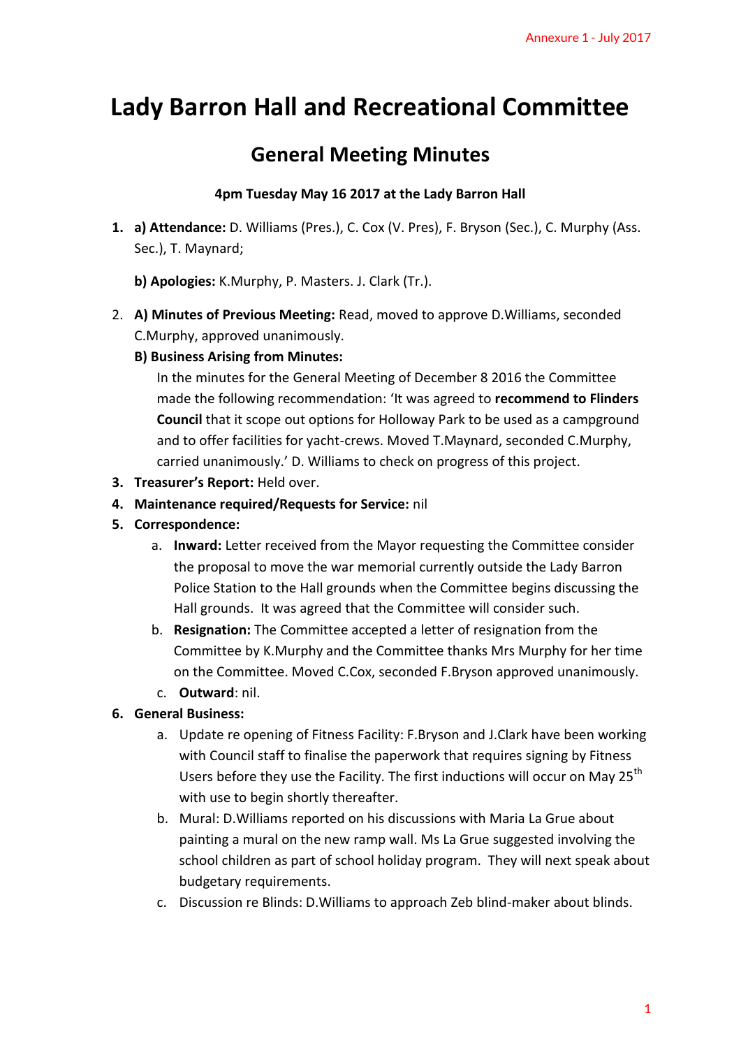Annexure 1 - July 2017

# Lady Barron Hall and Recreational Committee

## General Meeting Minutes

**4pm Tuesday May 16 2017 at the Lady Barron Hall**

1. **a) Attendance:** D. Williams (Pres.), C. Cox (V. Pres), F. Bryson (Sec.), C. Murphy (Ass. Sec.), T. Maynard;

   **b) Apologies:** K.Murphy, P. Masters. J. Clark (Tr.).

2. **A) Minutes of Previous Meeting:** Read, moved to approve D.Williams, seconded C.Murphy, approved unanimously.

   **B) Business Arising from Minutes:**

   In the minutes for the General Meeting of December 8 2016 the Committee made the following recommendation: 'It was agreed to **recommend to Flinders Council** that it scope out options for Holloway Park to be used as a campground and to offer facilities for yacht-crews. Moved T.Maynard, seconded C.Murphy, carried unanimously.' D. Williams to check on progress of this project.

3. **Treasurer's Report:** Held over.
4. **Maintenance required/Requests for Service:** nil
5. **Correspondence:**
   a. **Inward:** Letter received from the Mayor requesting the Committee consider the proposal to move the war memorial currently outside the Lady Barron Police Station to the Hall grounds when the Committee begins discussing the Hall grounds. It was agreed that the Committee will consider such.
   b. **Resignation:** The Committee accepted a letter of resignation from the Committee by K.Murphy and the Committee thanks Mrs Murphy for her time on the Committee. Moved C.Cox, seconded F.Bryson approved unanimously.
   c. **Outward**: nil.
6. **General Business:**
   a. Update re opening of Fitness Facility: F.Bryson and J.Clark have been working with Council staff to finalise the paperwork that requires signing by Fitness Users before they use the Facility. The first inductions will occur on May 25th with use to begin shortly thereafter.
   b. Mural: D.Williams reported on his discussions with Maria La Grue about painting a mural on the new ramp wall. Ms La Grue suggested involving the school children as part of school holiday program. They will next speak about budgetary requirements.
   c. Discussion re Blinds: D.Williams to approach Zeb blind-maker about blinds.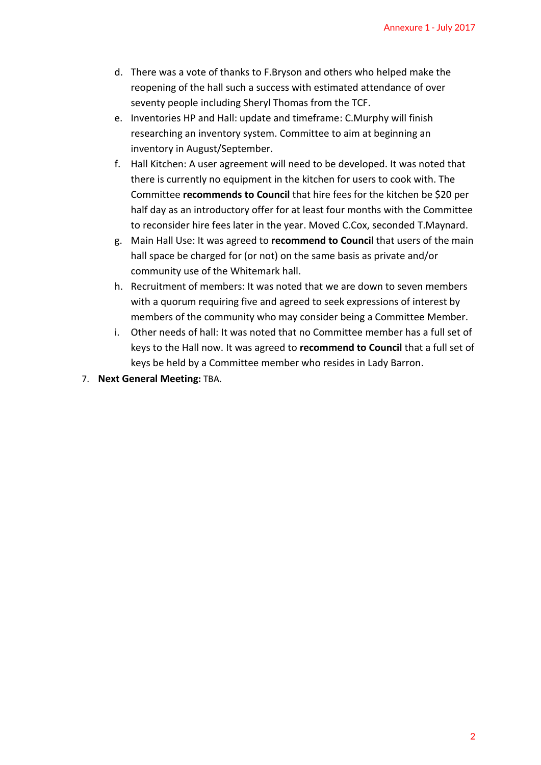d. There was a vote of thanks to F.Bryson and others who helped make the reopening of the hall such a success with estimated attendance of over seventy people including Sheryl Thomas from the TCF.

e. Inventories HP and Hall: update and timeframe: C.Murphy will finish researching an inventory system. Committee to aim at beginning an inventory in August/September.

f. Hall Kitchen: A user agreement will need to be developed. It was noted that there is currently no equipment in the kitchen for users to cook with. The Committee **recommends to Council** that hire fees for the kitchen be $20 per half day as an introductory offer for at least four months with the Committee to reconsider hire fees later in the year. Moved C.Cox, seconded T.Maynard.

g. Main Hall Use: It was agreed to **recommend to Counci**l that users of the main hall space be charged for (or not) on the same basis as private and/or community use of the Whitemark hall.

h. Recruitment of members: It was noted that we are down to seven members with a quorum requiring five and agreed to seek expressions of interest by members of the community who may consider being a Committee Member.

i. Other needs of hall: It was noted that no Committee member has a full set of keys to the Hall now. It was agreed to **recommend to Council** that a full set of keys be held by a Committee member who resides in Lady Barron.

7. **Next General Meeting:** TBA.